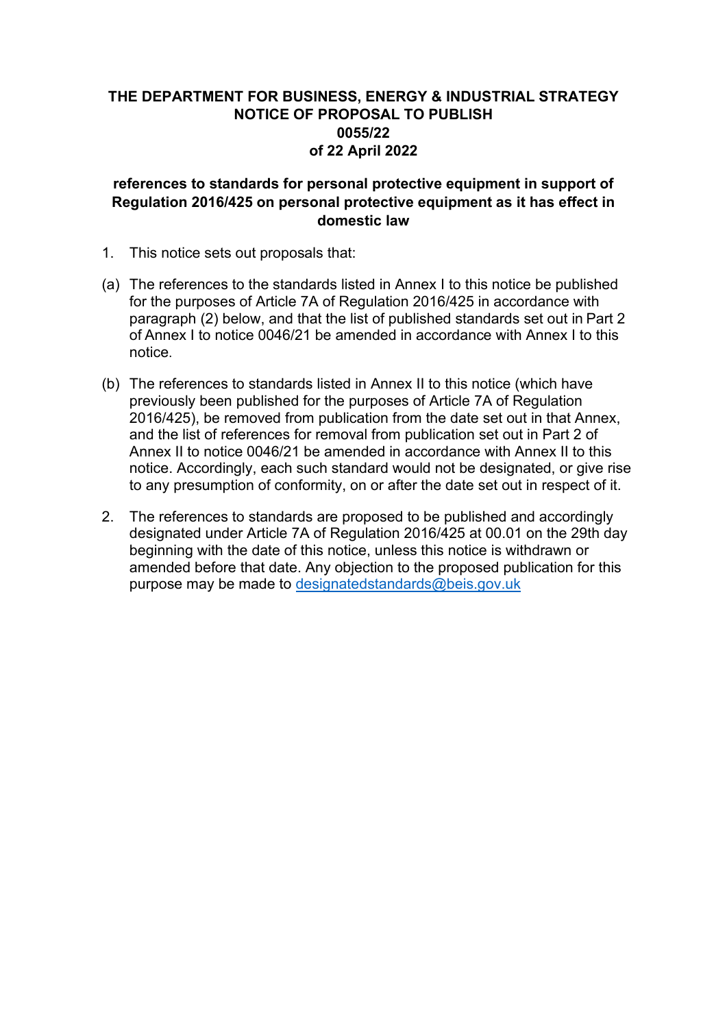# THE DEPARTMENT FOR BUSINESS, ENERGY & INDUSTRIAL STRATEGY NOTICE OF PROPOSAL TO PUBLISH 0055/22 of 22 April 2022

## references to standards for personal protective equipment in support of Regulation 2016/425 on personal protective equipment as it has effect in domestic law

1. This notice sets out proposals that:

(a) The references to the standards listed in Annex I to this notice be published for the purposes of Article 7A of Regulation 2016/425 in accordance with paragraph (2) below, and that the list of published standards set out in Part 2 of Annex I to notice 0046/21 be amended in accordance with Annex I to this notice.

(b) The references to standards listed in Annex II to this notice (which have previously been published for the purposes of Article 7A of Regulation 2016/425), be removed from publication from the date set out in that Annex, and the list of references for removal from publication set out in Part 2 of Annex II to notice 0046/21 be amended in accordance with Annex II to this notice. Accordingly, each such standard would not be designated, or give rise to any presumption of conformity, on or after the date set out in respect of it.

2. The references to standards are proposed to be published and accordingly designated under Article 7A of Regulation 2016/425 at 00.01 on the 29th day beginning with the date of this notice, unless this notice is withdrawn or amended before that date. Any objection to the proposed publication for this purpose may be made to designatedstandards@beis.gov.uk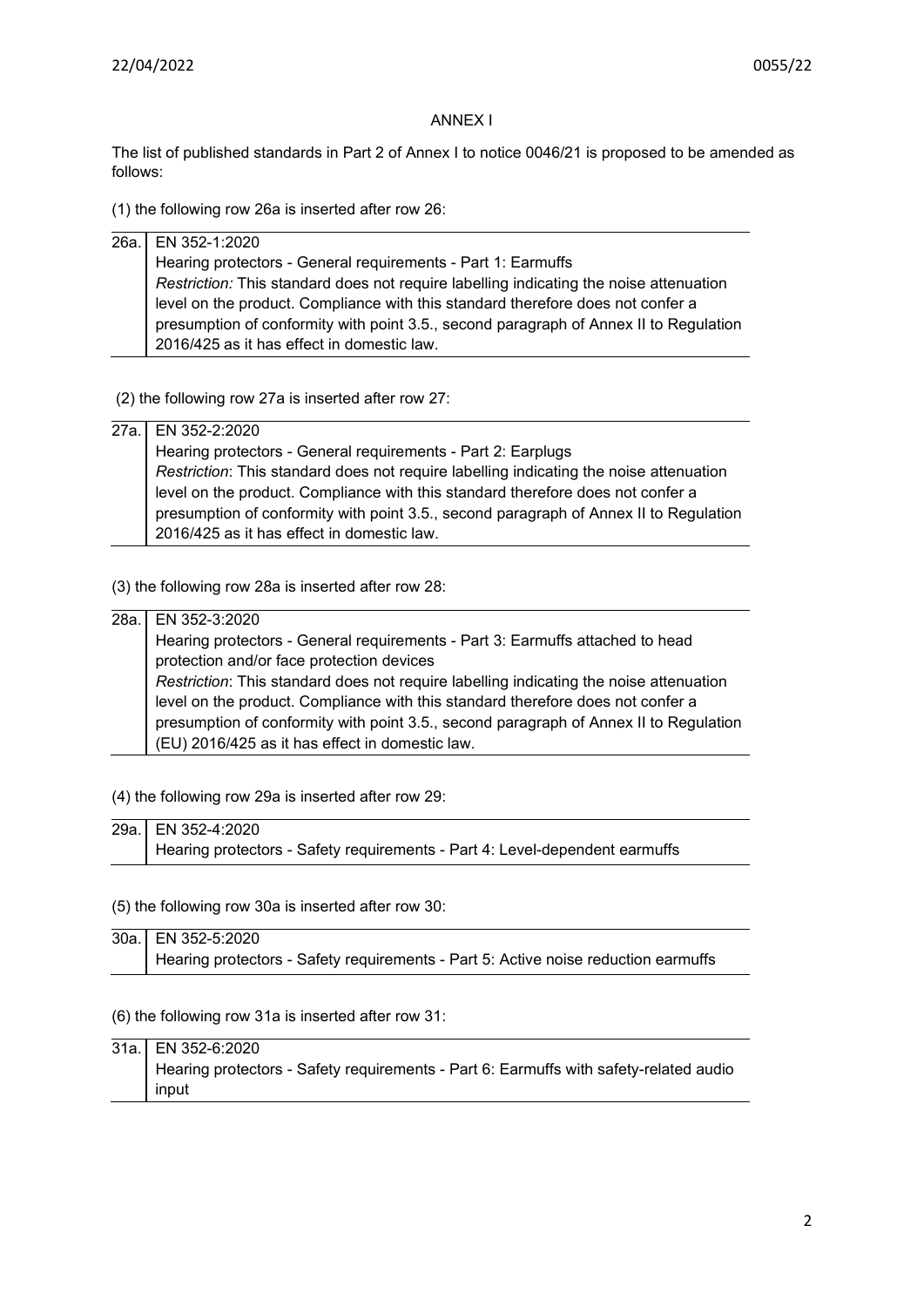# ANNEX I

The list of published standards in Part 2 of Annex I to notice 0046/21 is proposed to be amended as follows:

(1) the following row 26a is inserted after row 26:

| | |
|---|---|
| 26a. | EN 352-1:2020<br>Hearing protectors - General requirements - Part 1: Earmuffs<br>*Restriction:* This standard does not require labelling indicating the noise attenuation level on the product. Compliance with this standard therefore does not confer a presumption of conformity with point 3.5., second paragraph of Annex II to Regulation 2016/425 as it has effect in domestic law. |

(2) the following row 27a is inserted after row 27:

| | |
|---|---|
| 27a. | EN 352-2:2020<br>Hearing protectors - General requirements - Part 2: Earplugs<br>*Restriction*: This standard does not require labelling indicating the noise attenuation level on the product. Compliance with this standard therefore does not confer a presumption of conformity with point 3.5., second paragraph of Annex II to Regulation 2016/425 as it has effect in domestic law. |

(3) the following row 28a is inserted after row 28:

| | |
|---|---|
| 28a. | EN 352-3:2020<br>Hearing protectors - General requirements - Part 3: Earmuffs attached to head protection and/or face protection devices<br>*Restriction*: This standard does not require labelling indicating the noise attenuation level on the product. Compliance with this standard therefore does not confer a presumption of conformity with point 3.5., second paragraph of Annex II to Regulation (EU) 2016/425 as it has effect in domestic law. |

(4) the following row 29a is inserted after row 29:

| | |
|---|---|
| 29a. | EN 352-4:2020<br>Hearing protectors - Safety requirements - Part 4: Level-dependent earmuffs |

(5) the following row 30a is inserted after row 30:

| | |
|---|---|
| 30a. | EN 352-5:2020<br>Hearing protectors - Safety requirements - Part 5: Active noise reduction earmuffs |

(6) the following row 31a is inserted after row 31:

| | |
|---|---|
| 31a. | EN 352-6:2020<br>Hearing protectors - Safety requirements - Part 6: Earmuffs with safety-related audio input |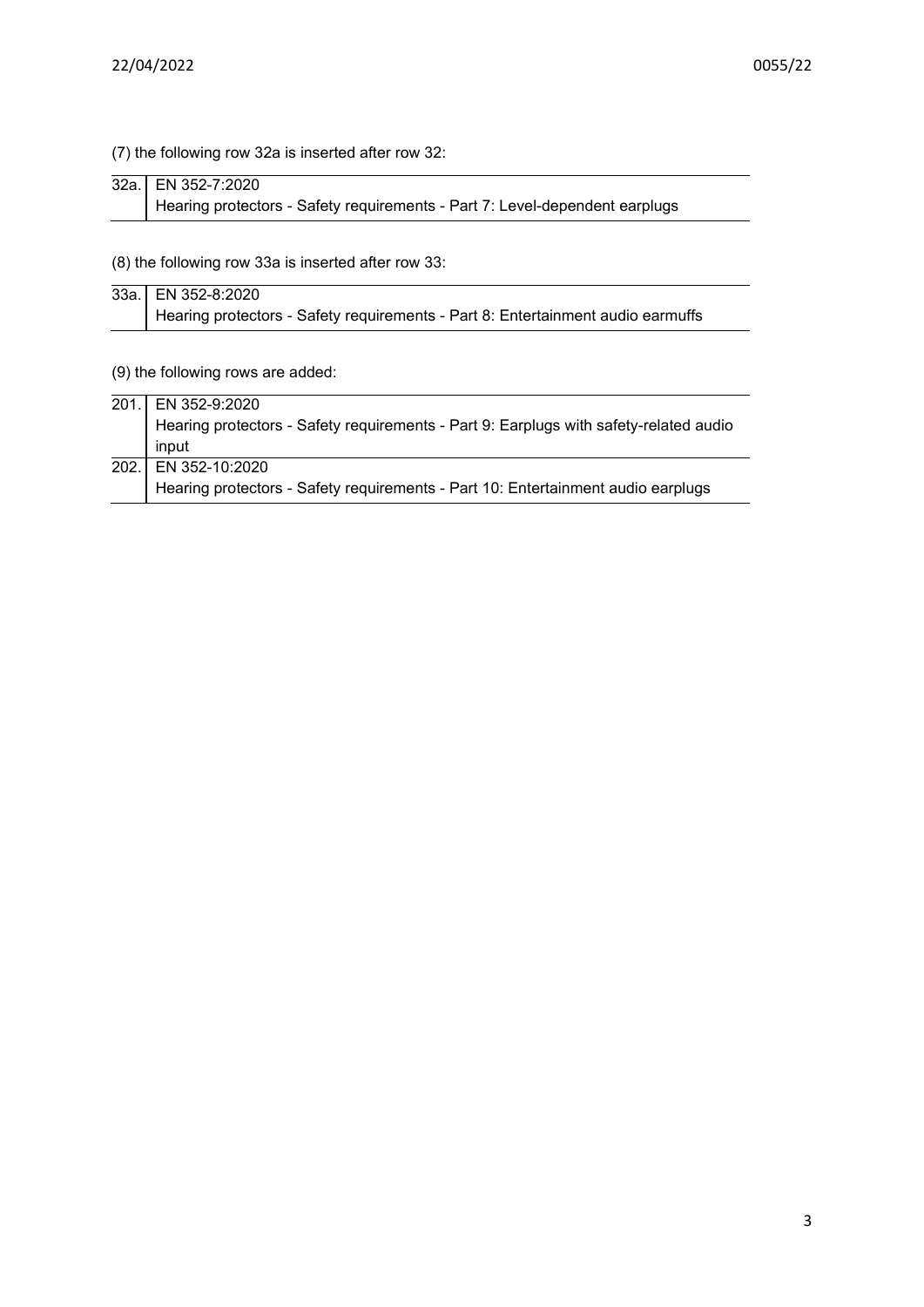(7) the following row 32a is inserted after row 32:

| | |
|---|---|
| 32a. | EN 352-7:2020<br>Hearing protectors - Safety requirements - Part 7: Level-dependent earplugs |

(8) the following row 33a is inserted after row 33:

| | |
|---|---|
| 33a. | EN 352-8:2020<br>Hearing protectors - Safety requirements - Part 8: Entertainment audio earmuffs |

(9) the following rows are added:

| | |
|---|---|
| 201. | EN 352-9:2020<br>Hearing protectors - Safety requirements - Part 9: Earplugs with safety-related audio input |
| 202. | EN 352-10:2020<br>Hearing protectors - Safety requirements - Part 10: Entertainment audio earplugs |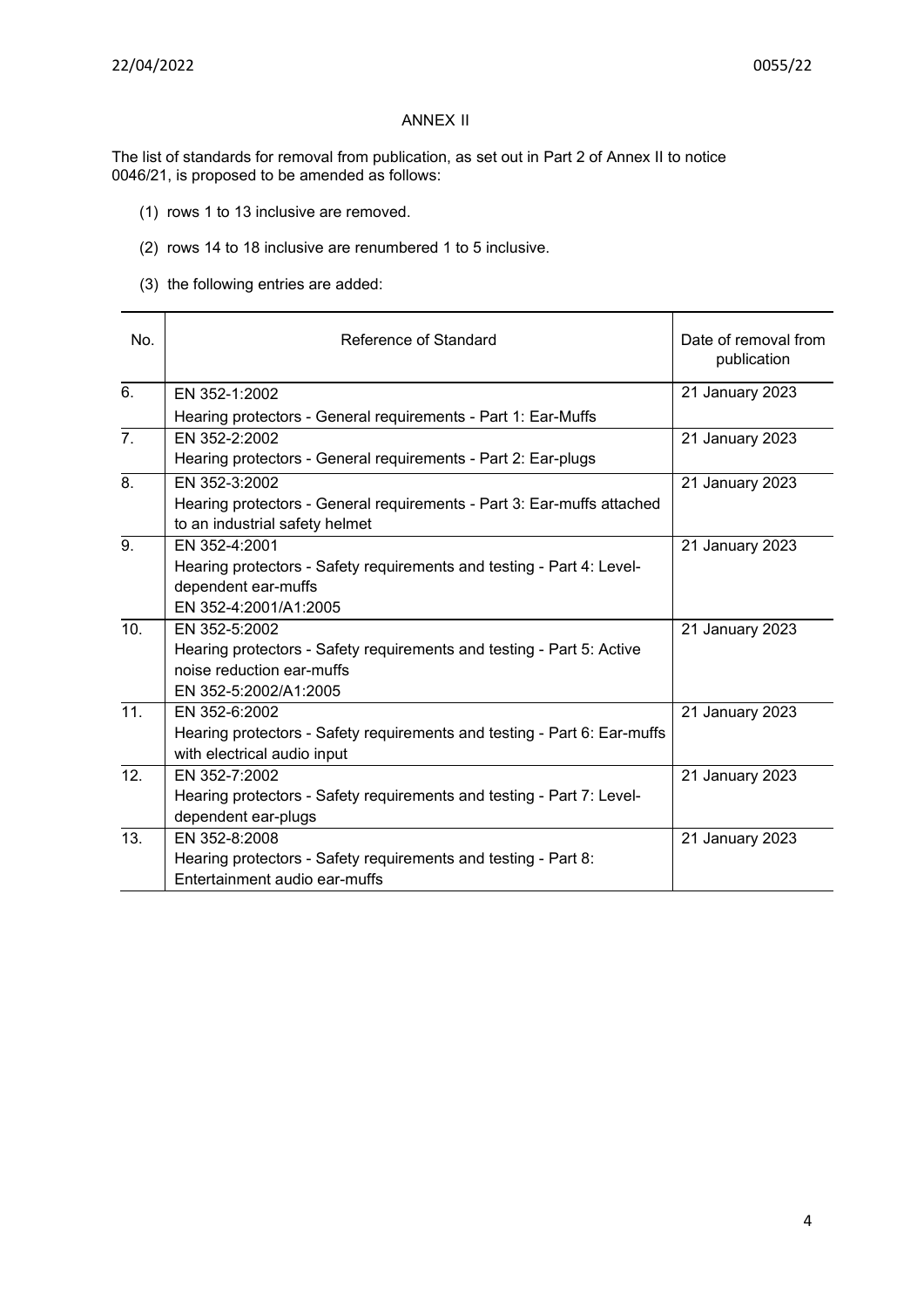## ANNEX II

The list of standards for removal from publication, as set out in Part 2 of Annex II to notice 0046/21, is proposed to be amended as follows:

(1) rows 1 to 13 inclusive are removed.

(2) rows 14 to 18 inclusive are renumbered 1 to 5 inclusive.

(3) the following entries are added:

| No. | Reference of Standard | Date of removal from publication |
|---|---|---|
| 6. | EN 352-1:2002<br>Hearing protectors - General requirements - Part 1: Ear-Muffs | 21 January 2023 |
| 7. | EN 352-2:2002<br>Hearing protectors - General requirements - Part 2: Ear-plugs | 21 January 2023 |
| 8. | EN 352-3:2002<br>Hearing protectors - General requirements - Part 3: Ear-muffs attached to an industrial safety helmet | 21 January 2023 |
| 9. | EN 352-4:2001<br>Hearing protectors - Safety requirements and testing - Part 4: Level-dependent ear-muffs<br>EN 352-4:2001/A1:2005 | 21 January 2023 |
| 10. | EN 352-5:2002<br>Hearing protectors - Safety requirements and testing - Part 5: Active noise reduction ear-muffs<br>EN 352-5:2002/A1:2005 | 21 January 2023 |
| 11. | EN 352-6:2002<br>Hearing protectors - Safety requirements and testing - Part 6: Ear-muffs with electrical audio input | 21 January 2023 |
| 12. | EN 352-7:2002<br>Hearing protectors - Safety requirements and testing - Part 7: Level-dependent ear-plugs | 21 January 2023 |
| 13. | EN 352-8:2008<br>Hearing protectors - Safety requirements and testing - Part 8: Entertainment audio ear-muffs | 21 January 2023 |